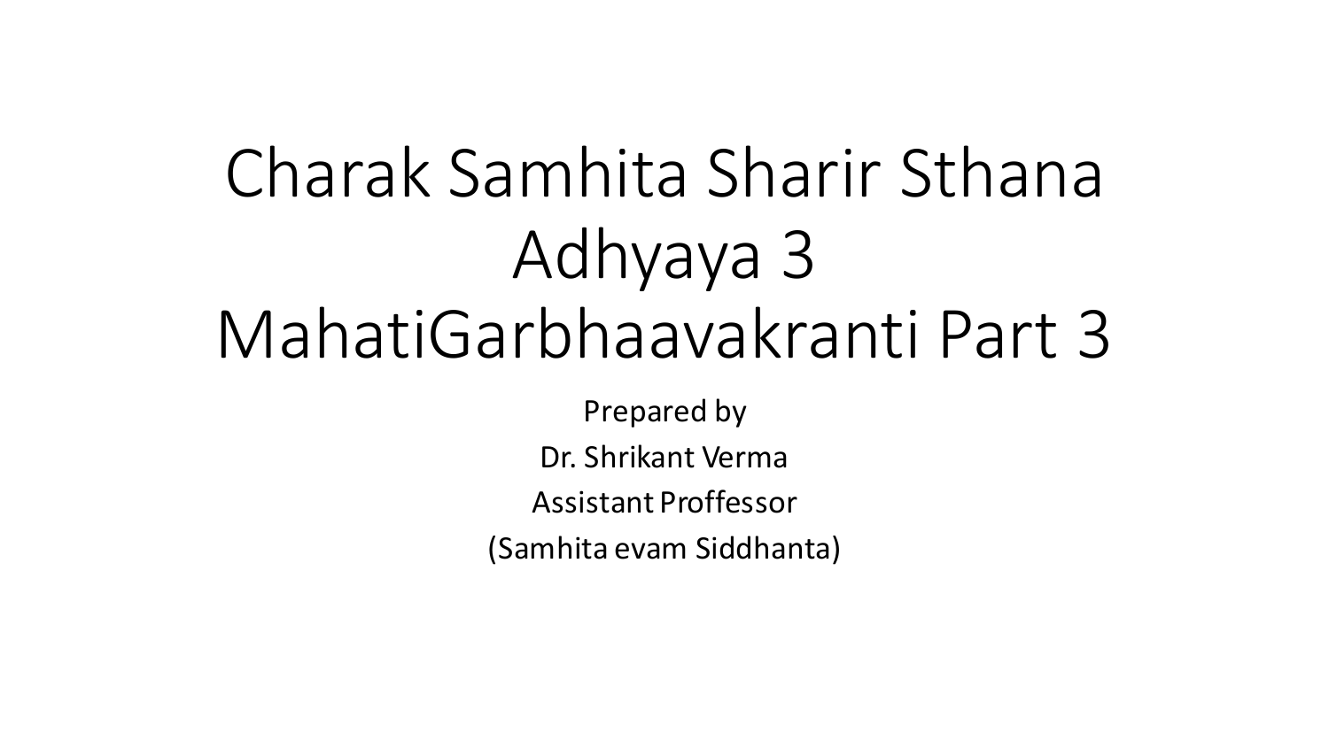# Charak Samhita Sharir Sthana Adhyaya 3 MahatiGarbhaavakranti Part 3

Prepared by

Dr. Shrikant Verma

Assistant Proffessor

(Samhita evam Siddhanta)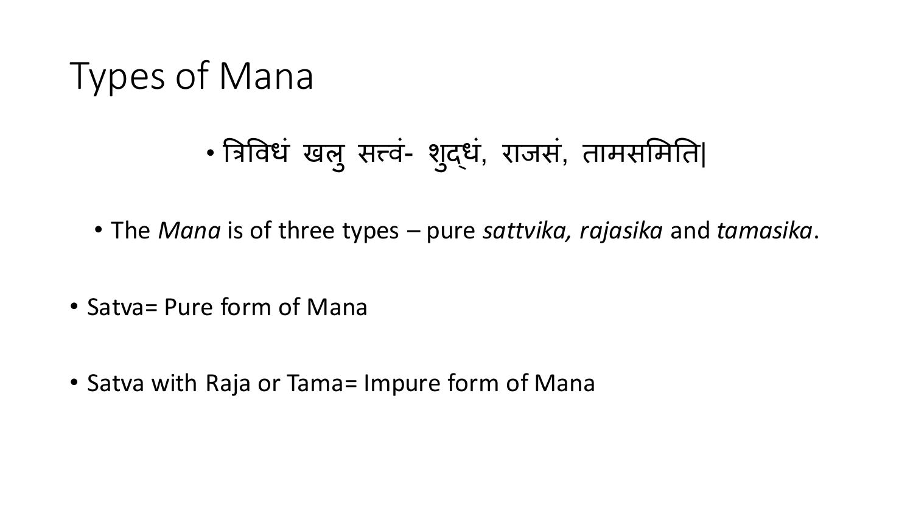# Types of Mana

- त्रिविधं खलु सत्त्वं- शुद्धं, राजसं, तामसमिति|
  - The *Mana* is of three types – pure *sattvika, rajasika* and *tamasika*.
- Satva= Pure form of Mana
- Satva with Raja or Tama= Impure form of Mana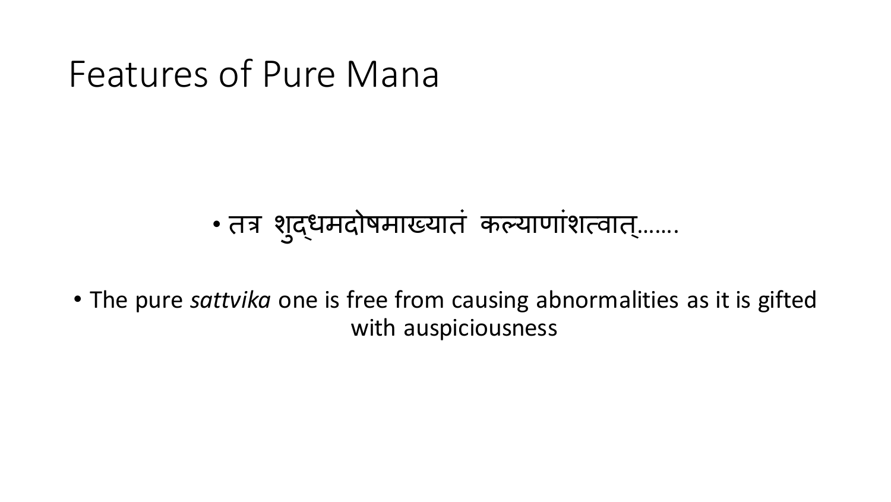# Features of Pure Mana

- तत्र शुद्धमदोषमाख्यातं कल्याणांशत्वात्…….

- The pure *sattvika* one is free from causing abnormalities as it is gifted with auspiciousness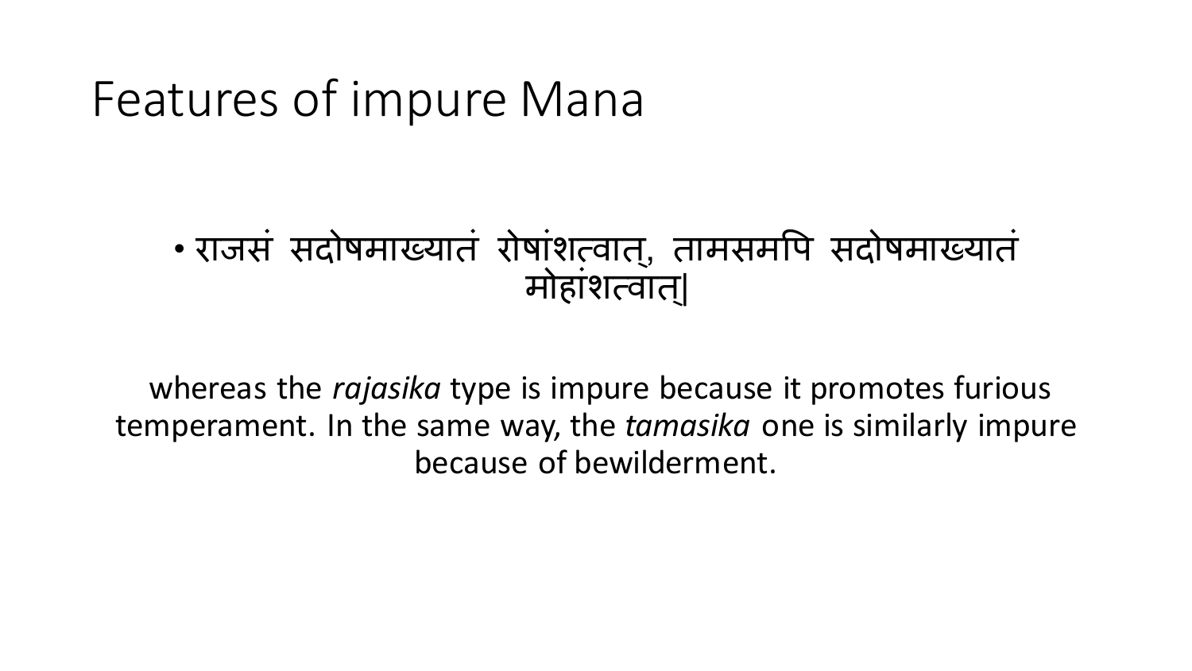# Features of impure Mana

- राजसं सदोषमाख्यातं रोषांशत्वात्, तामसमपि सदोषमाख्यातं मोहांशत्वात्|

whereas the *rajasika* type is impure because it promotes furious temperament. In the same way, the *tamasika* one is similarly impure because of bewilderment.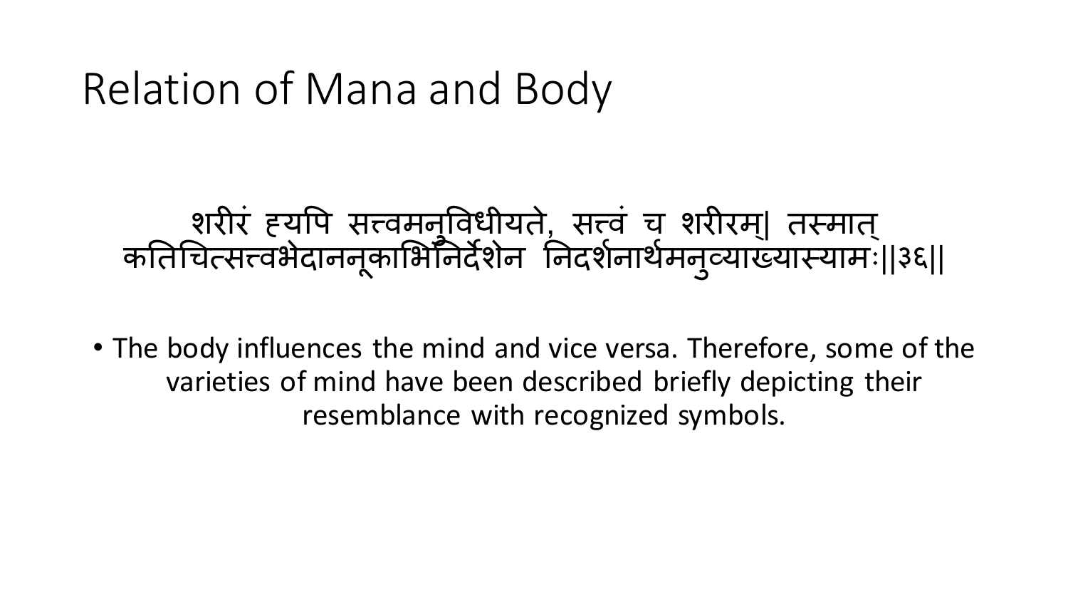# Relation of Mana and Body

शरीरं ह्यपि सत्त्वमनुविधीयते, सत्त्वं च शरीरम्| तस्मात् कतिचित्सत्त्वभेदाननूकाभिर्निर्देशेन निदर्शनार्थमनुव्याख्यास्यामः||३६||

- The body influences the mind and vice versa. Therefore, some of the varieties of mind have been described briefly depicting their resemblance with recognized symbols.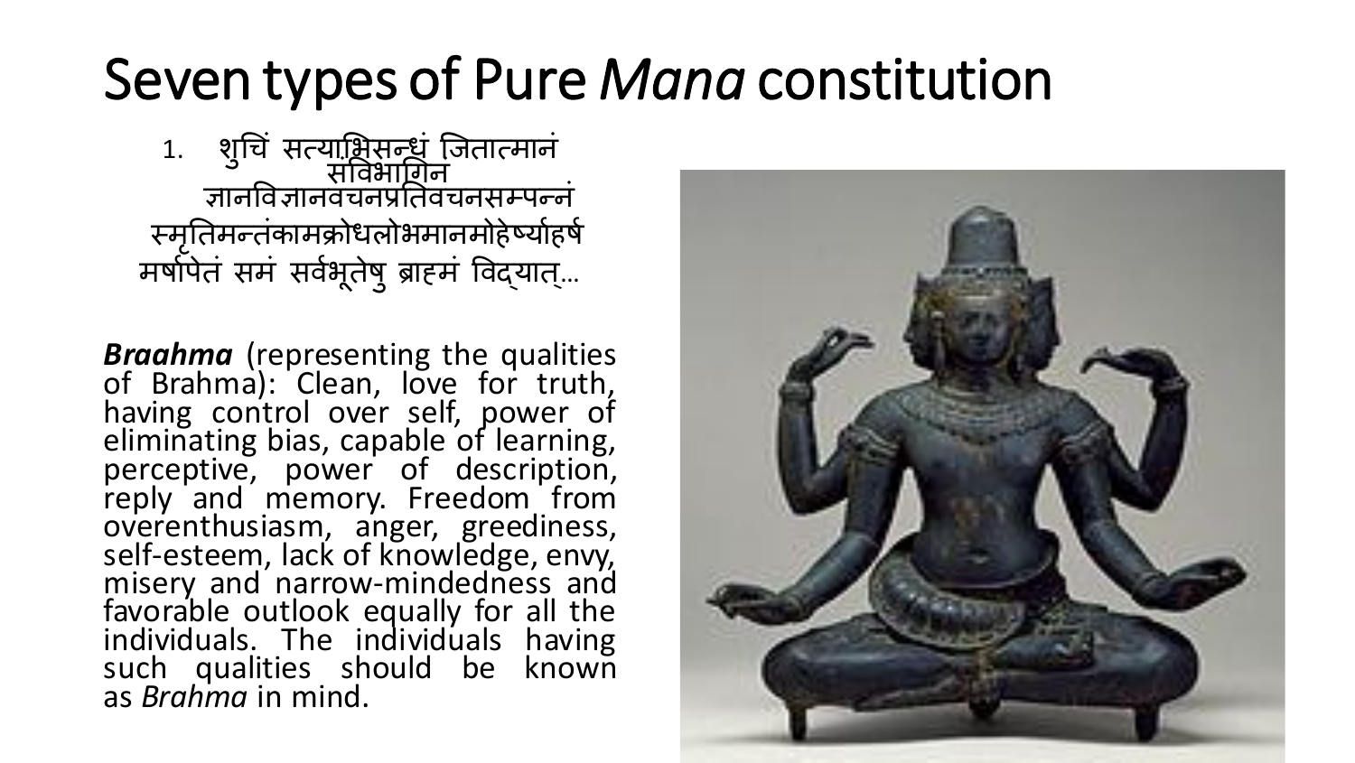# Seven types of Pure *Mana* constitution

1. शुचिं सत्याभिसन्धं जितात्मानं संविभागिन ज्ञानविज्ञानवचनप्रतिवचनसम्पन्नं स्मृतिमन्तंकामक्रोधलोभमानमोहेर्ष्याहर्ष मर्षापेतं समं सर्वभूतेषु ब्राह्मं विद्यात्...

***Braahma*** (representing the qualities of Brahma): Clean, love for truth, having control over self, power of eliminating bias, capable of learning, perceptive, power of description, reply and memory. Freedom from overenthusiasm, anger, greediness, self-esteem, lack of knowledge, envy, misery and narrow-mindedness and favorable outlook equally for all the individuals. The individuals having such qualities should be known as *Brahma* in mind.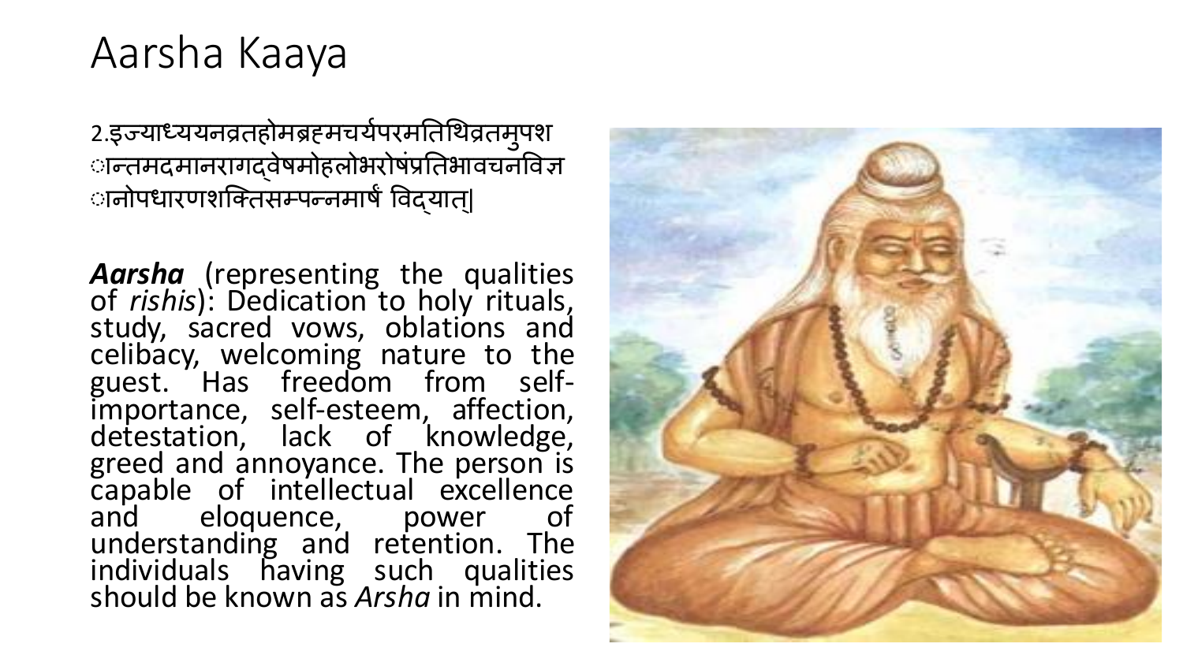# Aarsha Kaaya

2.इज्याध्ययनव्रतहोमब्रह्मचर्यपरमतिथिव्रतमुपश
ान्तमदमानरागद्वेषमोहलोभरोषंप्रतिभावचनविज्ञ
ानोपधारणशक्तिसम्पन्नमार्षं विद्यात्|

***Aarsha*** (representing the qualities of *rishis*): Dedication to holy rituals, study, sacred vows, oblations and celibacy, welcoming nature to the guest. Has freedom from self-importance, self-esteem, affection, detestation, lack of knowledge, greed and annoyance. The person is capable of intellectual excellence and eloquence, power of understanding and retention. The individuals having such qualities should be known as *Arsha* in mind.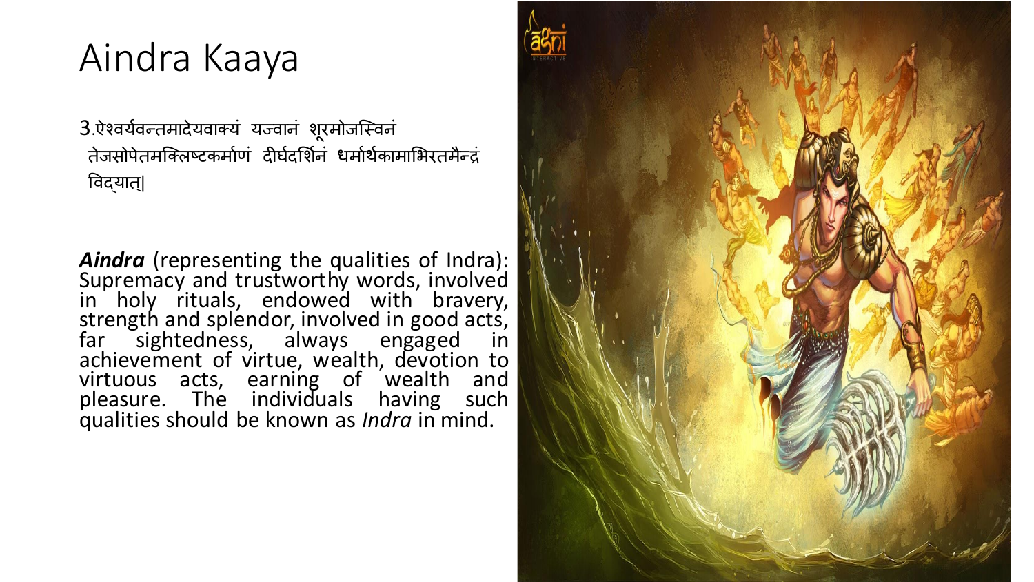# Aindra Kaaya

3.ऐश्वर्यवन्तमादेयवाक्यं यज्वानं शूरमोजस्विनं तेजसोपेतमक्लिष्टकर्माणं दीर्घदर्शिनं धर्मार्थकामाभिरतमैन्द्रं विद्यात्|

***Aindra*** (representing the qualities of Indra): Supremacy and trustworthy words, involved in holy rituals, endowed with bravery, strength and splendor, involved in good acts, far sightedness, always engaged in achievement of virtue, wealth, devotion to virtuous acts, earning of wealth and pleasure. The individuals having such qualities should be known as *Indra* in mind.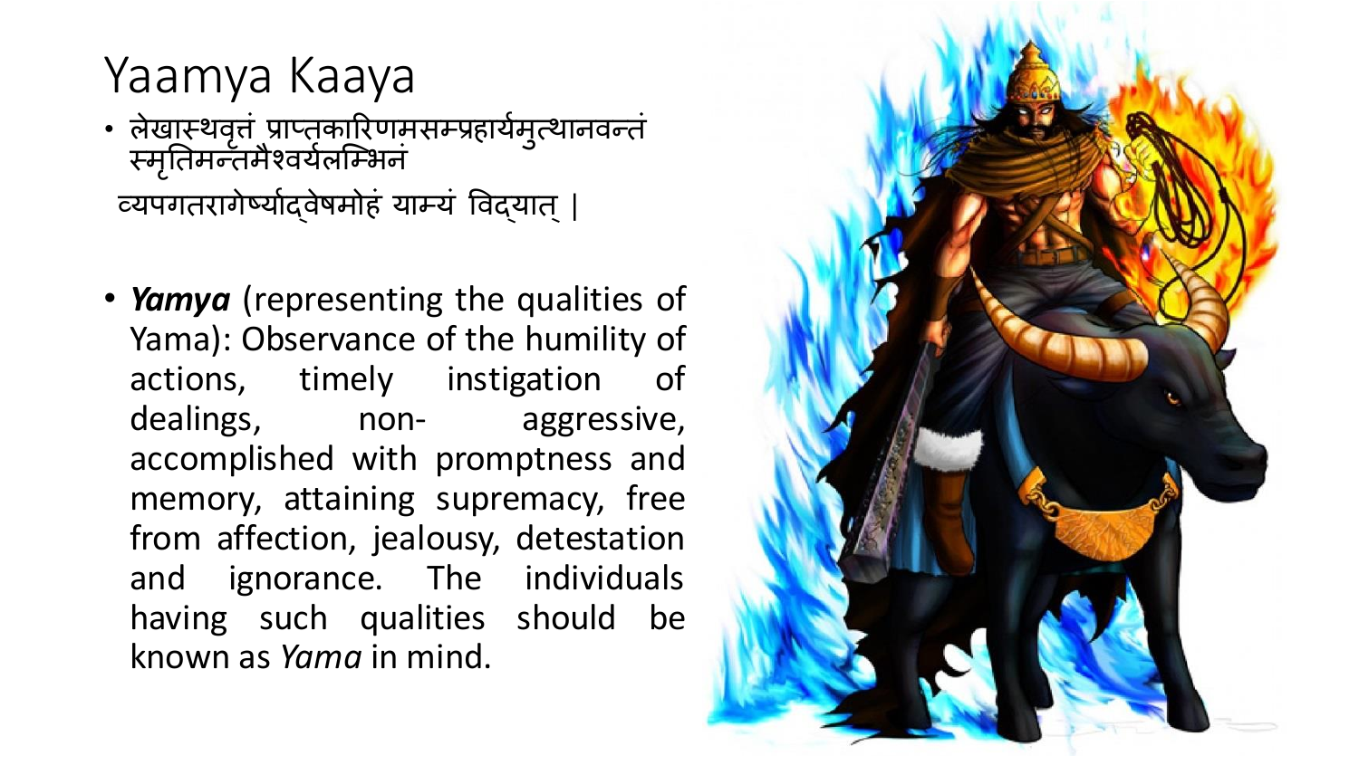# Yaamya Kaaya

- लेखास्थवृत्तं प्राप्तकारिणमसम्प्रहार्यमुत्थानवन्तं स्मृतिमन्तमैश्वर्यलम्भिनं
  व्यपगतरागेर्ष्याद्वेषमोहं याम्यं विद्यात् |

- ***Yamya*** (representing the qualities of Yama): Observance of the humility of actions, timely instigation of dealings, non- aggressive, accomplished with promptness and memory, attaining supremacy, free from affection, jealousy, detestation and ignorance. The individuals having such qualities should be known as *Yama* in mind.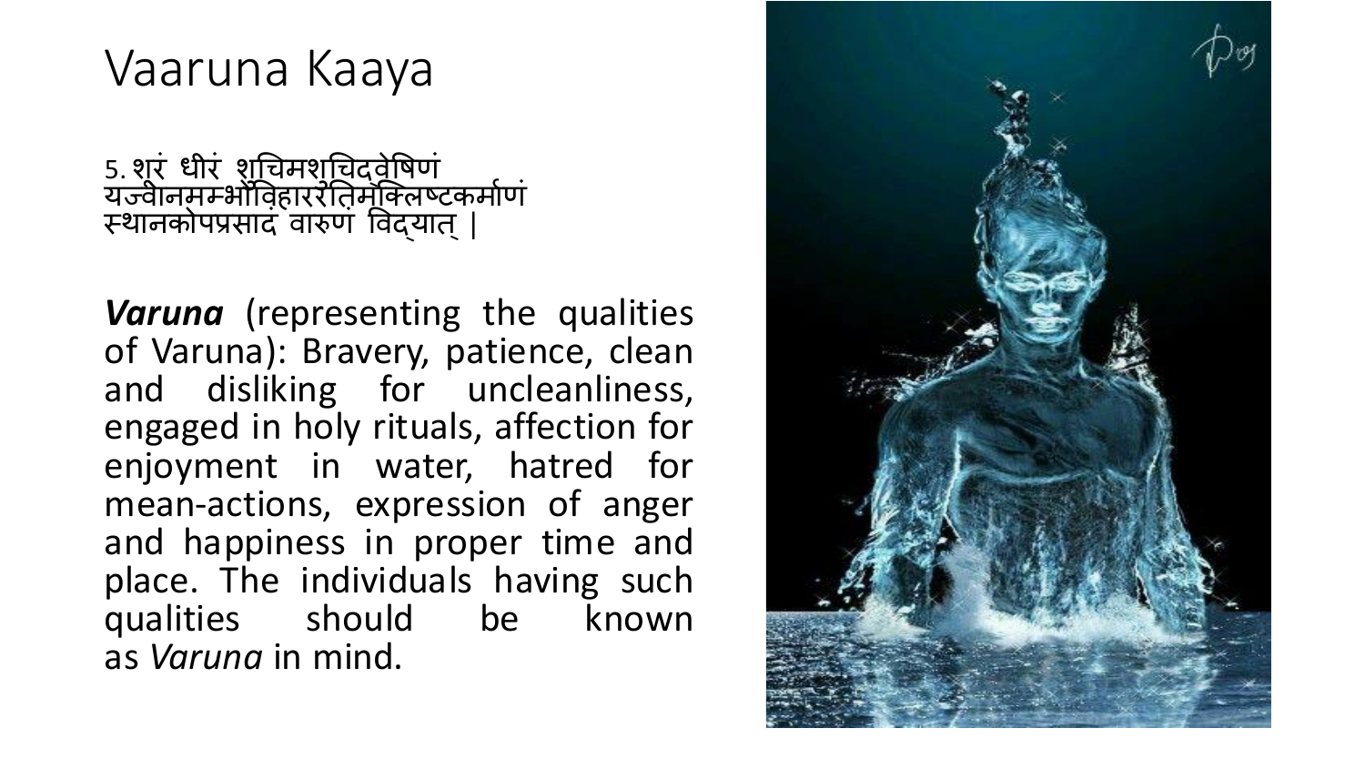# Vaaruna Kaaya

5. शूरं धीरं शुचिमशुचिद्वेषिणं यज्वानमम्भोविहाररतिमक्लिष्टकर्माणं स्थानकोपप्रसादं वारुणं विद्यात् |

***Varuna*** (representing the qualities of Varuna): Bravery, patience, clean and disliking for uncleanliness, engaged in holy rituals, affection for enjoyment in water, hatred for mean-actions, expression of anger and happiness in proper time and place. The individuals having such qualities should be known as *Varuna* in mind.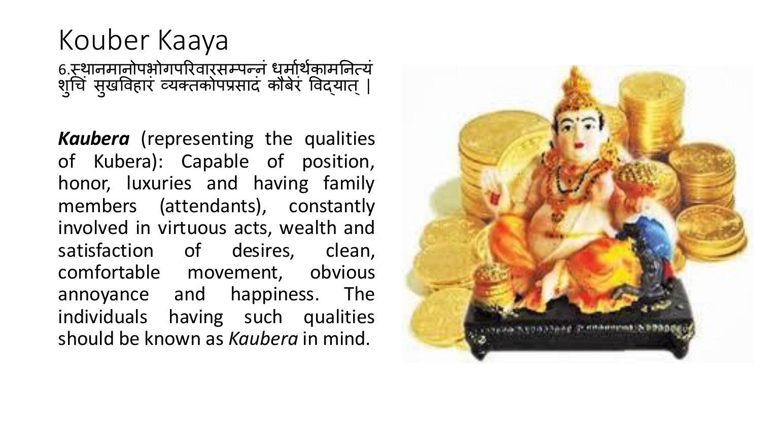# Kouber Kaaya

6.स्थानमानोपभोगपरिवारसम्पन्नं धर्मार्थकामनित्यं शुचिं सुखविहारं व्यक्तकोपप्रसादं कौबेरं विद्यात् ।

***Kaubera*** (representing the qualities of Kubera): Capable of position, honor, luxuries and having family members (attendants), constantly involved in virtuous acts, wealth and satisfaction of desires, clean, comfortable movement, obvious annoyance and happiness. The individuals having such qualities should be known as *Kaubera* in mind.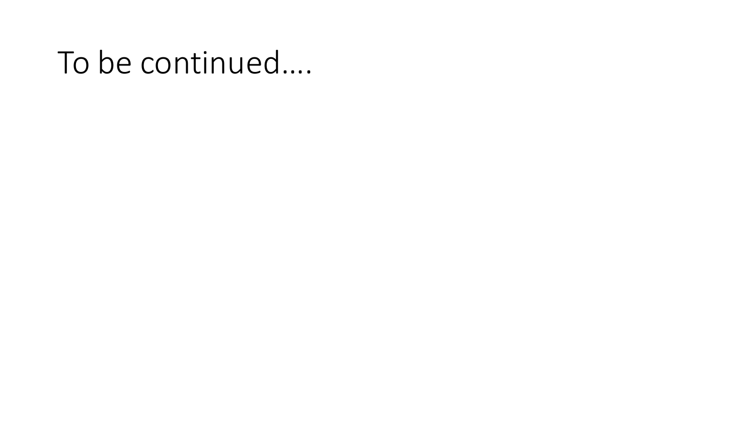# To be continued….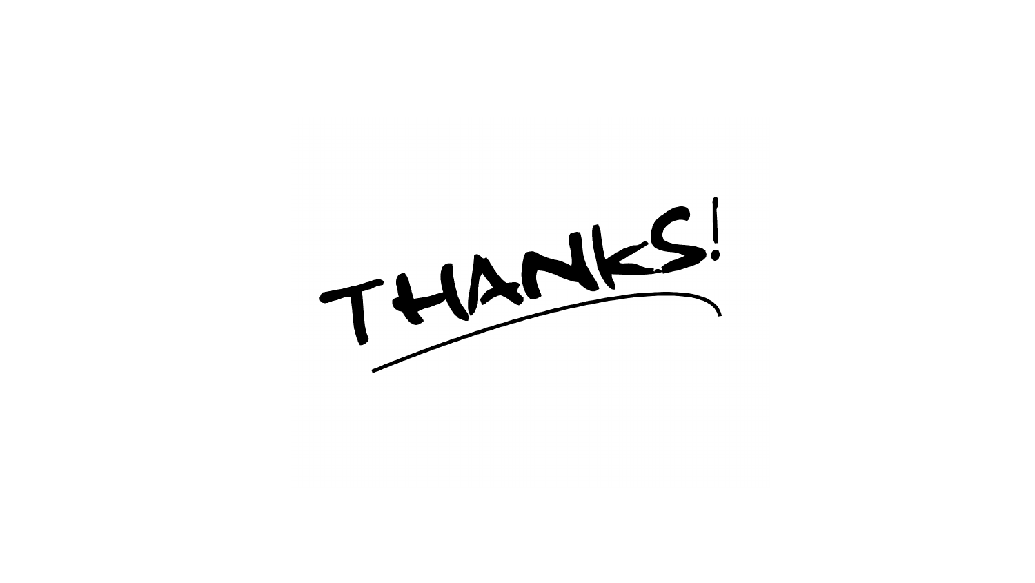THANKS!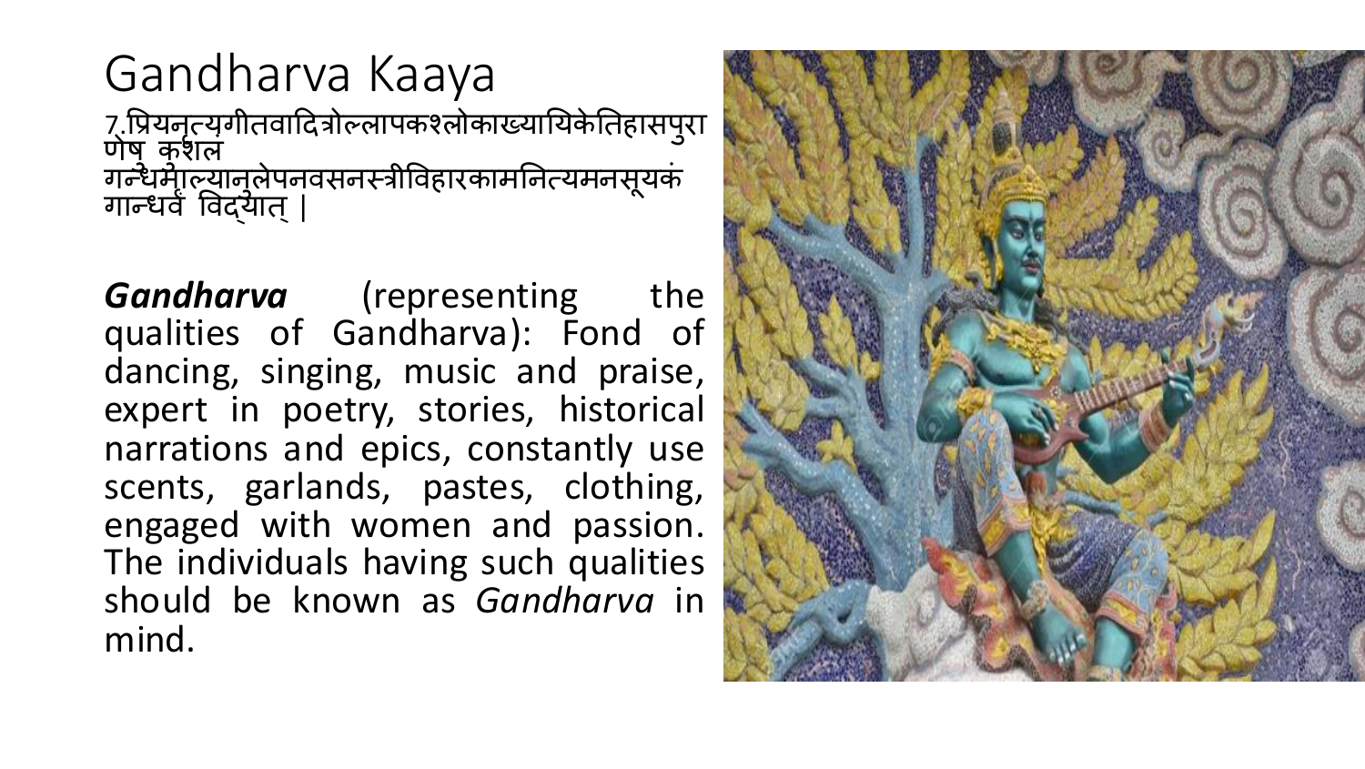# Gandharva Kaaya

7.प्रियनृत्यगीतवादित्रोल्लापकश्लोकाख्यायिकेतिहासपुराणेषु कुशल गन्धमाल्यानुलेपनवसनस्त्रीविहारकामनित्यमनसूयकं गान्धर्वं विद्यात् |

***Gandharva*** (representing the qualities of Gandharva): Fond of dancing, singing, music and praise, expert in poetry, stories, historical narrations and epics, constantly use scents, garlands, pastes, clothing, engaged with women and passion. The individuals having such qualities should be known as *Gandharva* in mind.